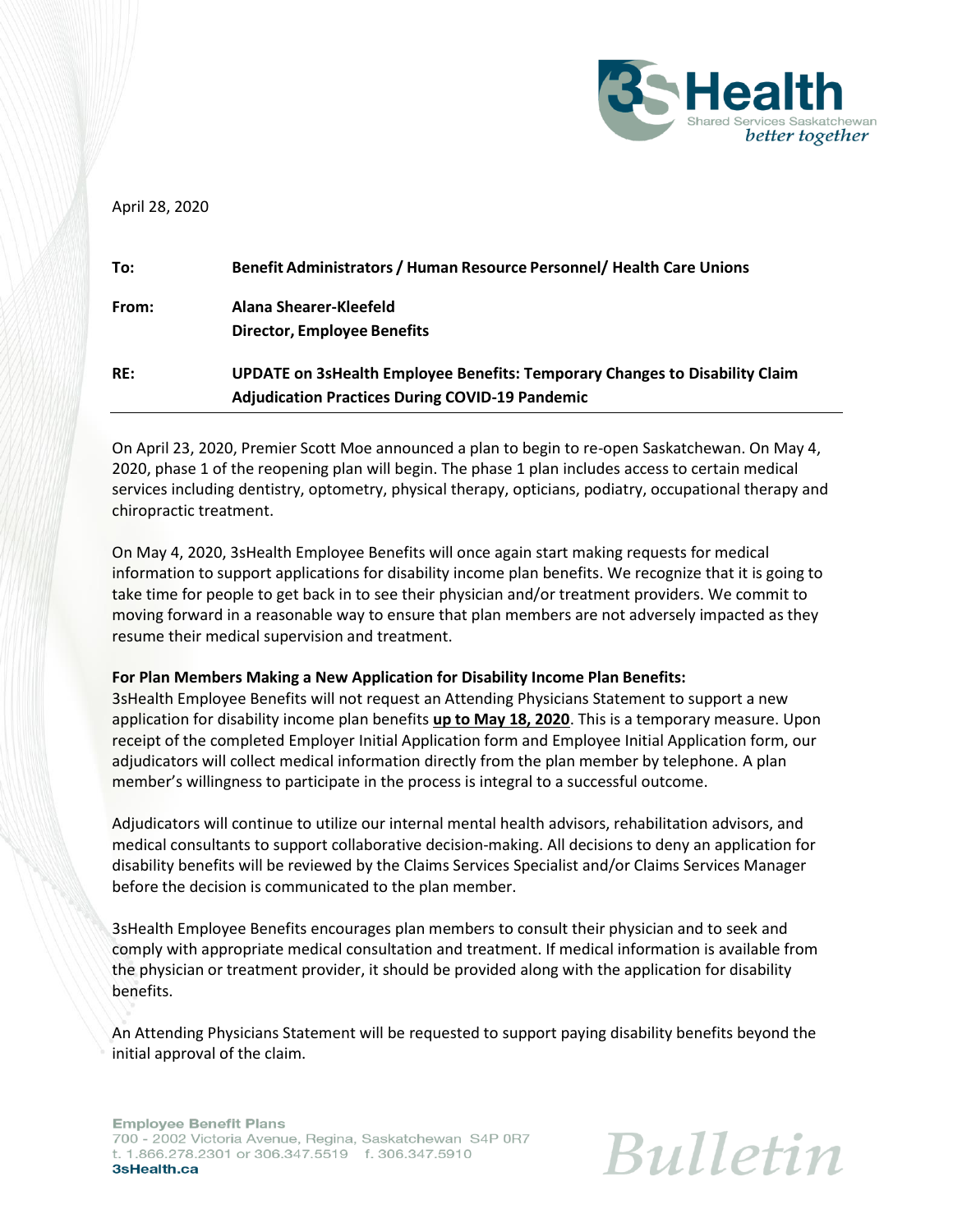April 28, 2020

| | |
|---|---|
| **To:** | **Benefit Administrators / Human Resource Personnel/ Health Care Unions** |
| **From:** | **Alana Shearer-Kleefeld**<br>**Director, Employee Benefits** |
| **RE:** | **UPDATE on 3sHealth Employee Benefits: Temporary Changes to Disability Claim Adjudication Practices During COVID-19 Pandemic** |

On April 23, 2020, Premier Scott Moe announced a plan to begin to re-open Saskatchewan. On May 4, 2020, phase 1 of the reopening plan will begin. The phase 1 plan includes access to certain medical services including dentistry, optometry, physical therapy, opticians, podiatry, occupational therapy and chiropractic treatment.

On May 4, 2020, 3sHealth Employee Benefits will once again start making requests for medical information to support applications for disability income plan benefits. We recognize that it is going to take time for people to get back in to see their physician and/or treatment providers. We commit to moving forward in a reasonable way to ensure that plan members are not adversely impacted as they resume their medical supervision and treatment.

**For Plan Members Making a New Application for Disability Income Plan Benefits:**
3sHealth Employee Benefits will not request an Attending Physicians Statement to support a new application for disability income plan benefits **up to May 18, 2020**. This is a temporary measure. Upon receipt of the completed Employer Initial Application form and Employee Initial Application form, our adjudicators will collect medical information directly from the plan member by telephone. A plan member's willingness to participate in the process is integral to a successful outcome.

Adjudicators will continue to utilize our internal mental health advisors, rehabilitation advisors, and medical consultants to support collaborative decision-making. All decisions to deny an application for disability benefits will be reviewed by the Claims Services Specialist and/or Claims Services Manager before the decision is communicated to the plan member.

3sHealth Employee Benefits encourages plan members to consult their physician and to seek and comply with appropriate medical consultation and treatment. If medical information is available from the physician or treatment provider, it should be provided along with the application for disability benefits.

An Attending Physicians Statement will be requested to support paying disability benefits beyond the initial approval of the claim.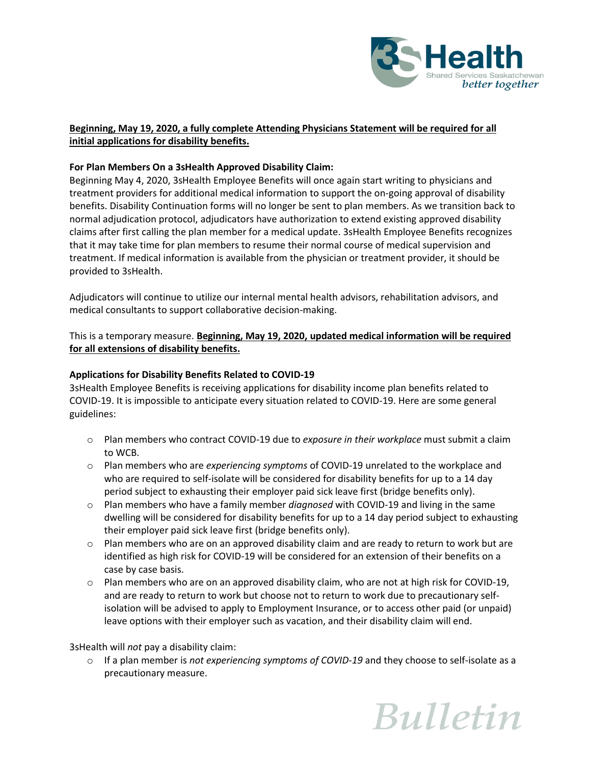**<u>Beginning, May 19, 2020, a fully complete Attending Physicians Statement will be required for all initial applications for disability benefits.</u>**

**For Plan Members On a 3sHealth Approved Disability Claim:**

Beginning May 4, 2020, 3sHealth Employee Benefits will once again start writing to physicians and treatment providers for additional medical information to support the on-going approval of disability benefits. Disability Continuation forms will no longer be sent to plan members. As we transition back to normal adjudication protocol, adjudicators have authorization to extend existing approved disability claims after first calling the plan member for a medical update. 3sHealth Employee Benefits recognizes that it may take time for plan members to resume their normal course of medical supervision and treatment. If medical information is available from the physician or treatment provider, it should be provided to 3sHealth.

Adjudicators will continue to utilize our internal mental health advisors, rehabilitation advisors, and medical consultants to support collaborative decision-making.

This is a temporary measure. **<u>Beginning, May 19, 2020, updated medical information will be required for all extensions of disability benefits.</u>**

**Applications for Disability Benefits Related to COVID-19**

3sHealth Employee Benefits is receiving applications for disability income plan benefits related to COVID-19. It is impossible to anticipate every situation related to COVID-19. Here are some general guidelines:

- Plan members who contract COVID-19 due to *exposure in their workplace* must submit a claim to WCB.
- Plan members who are *experiencing symptoms* of COVID-19 unrelated to the workplace and who are required to self-isolate will be considered for disability benefits for up to a 14 day period subject to exhausting their employer paid sick leave first (bridge benefits only).
- Plan members who have a family member *diagnosed* with COVID-19 and living in the same dwelling will be considered for disability benefits for up to a 14 day period subject to exhausting their employer paid sick leave first (bridge benefits only).
- Plan members who are on an approved disability claim and are ready to return to work but are identified as high risk for COVID-19 will be considered for an extension of their benefits on a case by case basis.
- Plan members who are on an approved disability claim, who are not at high risk for COVID-19, and are ready to return to work but choose not to return to work due to precautionary self-isolation will be advised to apply to Employment Insurance, or to access other paid (or unpaid) leave options with their employer such as vacation, and their disability claim will end.

3sHealth will *not* pay a disability claim:

- If a plan member is *not experiencing symptoms of COVID-19* and they choose to self-isolate as a precautionary measure.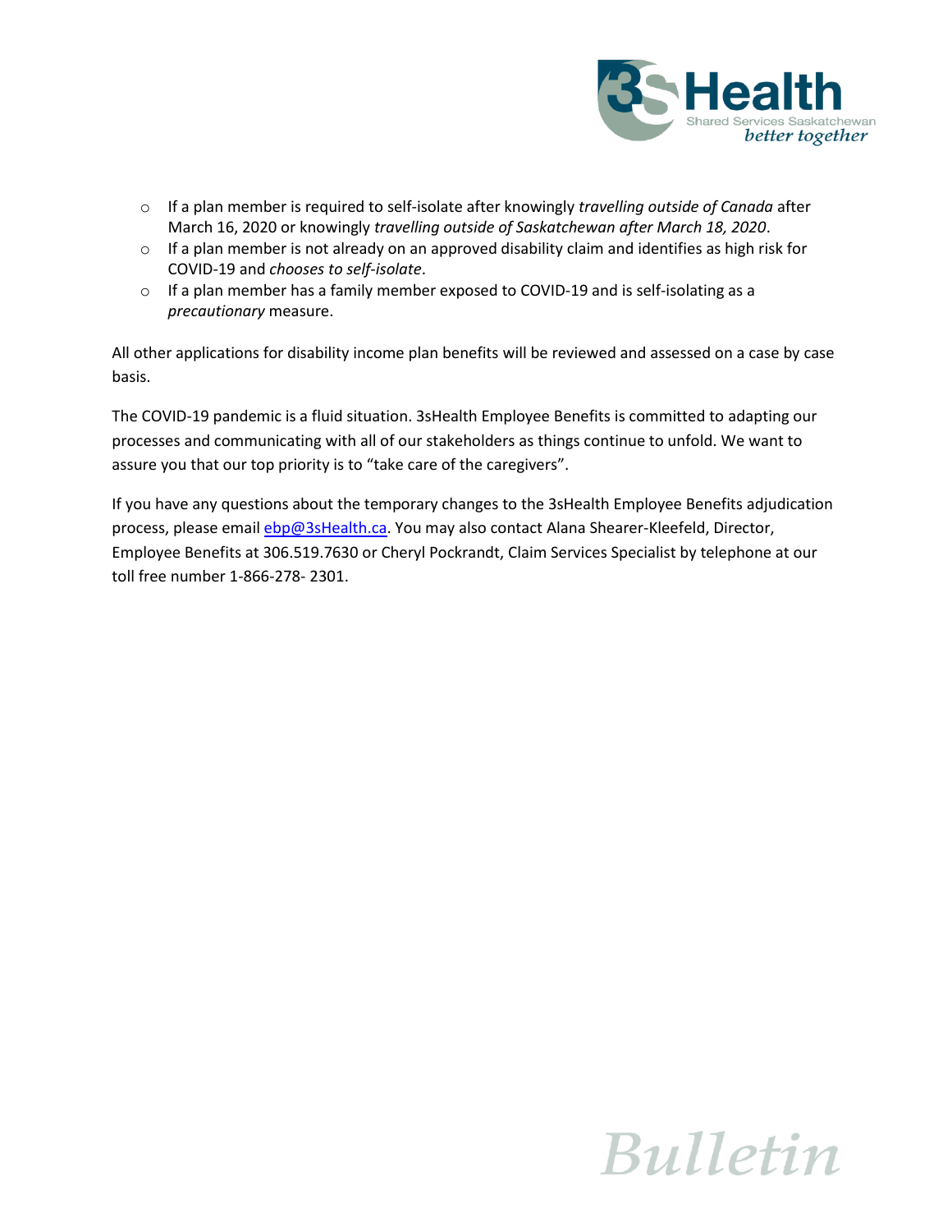- If a plan member is required to self-isolate after knowingly *travelling outside of Canada* after March 16, 2020 or knowingly *travelling outside of Saskatchewan after March 18, 2020*.
- If a plan member is not already on an approved disability claim and identifies as high risk for COVID-19 and *chooses to self-isolate*.
- If a plan member has a family member exposed to COVID-19 and is self-isolating as a *precautionary* measure.

All other applications for disability income plan benefits will be reviewed and assessed on a case by case basis.

The COVID-19 pandemic is a fluid situation. 3sHealth Employee Benefits is committed to adapting our processes and communicating with all of our stakeholders as things continue to unfold. We want to assure you that our top priority is to "take care of the caregivers".

If you have any questions about the temporary changes to the 3sHealth Employee Benefits adjudication process, please email ebp@3sHealth.ca. You may also contact Alana Shearer-Kleefeld, Director, Employee Benefits at 306.519.7630 or Cheryl Pockrandt, Claim Services Specialist by telephone at our toll free number 1-866-278- 2301.